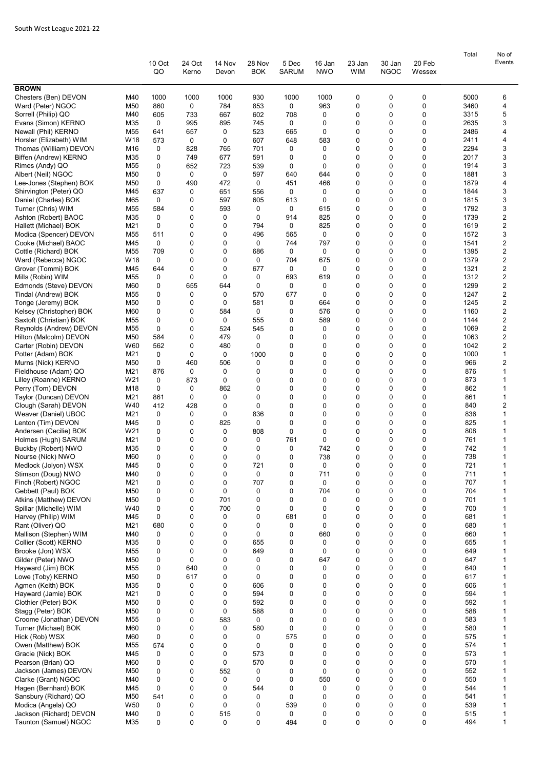South West League 2021-22

| | | 10 Oct QO | 24 Oct Kerno | 14 Nov Devon | 28 Nov BOK | 5 Dec SARUM | 16 Jan NWO | 23 Jan WIM | 30 Jan NGOC | 20 Feb Wessex | Total | No of Events |
|---|---|---|---|---|---|---|---|---|---|---|---|---|
| **BROWN** | | | | | | | | | | | | |
| Chesters (Ben) DEVON | M40 | 1000 | 1000 | 1000 | 930 | 1000 | 1000 | 0 | 0 | 0 | 5000 | 6 |
| Ward (Peter) NGOC | M50 | 860 | 0 | 784 | 853 | 0 | 963 | 0 | 0 | 0 | 3460 | 4 |
| Sorrell (Philip) QO | M40 | 605 | 733 | 667 | 602 | 708 | 0 | 0 | 0 | 0 | 3315 | 5 |
| Evans (Simon) KERNO | M35 | 0 | 995 | 895 | 745 | 0 | 0 | 0 | 0 | 0 | 2635 | 3 |
| Newall (Phil) KERNO | M55 | 641 | 657 | 0 | 523 | 665 | 0 | 0 | 0 | 0 | 2486 | 4 |
| Horsler (Elizabeth) WIM | W18 | 573 | 0 | 0 | 607 | 648 | 583 | 0 | 0 | 0 | 2411 | 4 |
| Thomas (William) DEVON | M16 | 0 | 828 | 765 | 701 | 0 | 0 | 0 | 0 | 0 | 2294 | 3 |
| Biffen (Andrew) KERNO | M35 | 0 | 749 | 677 | 591 | 0 | 0 | 0 | 0 | 0 | 2017 | 3 |
| Rimes (Andy) QO | M55 | 0 | 652 | 723 | 539 | 0 | 0 | 0 | 0 | 0 | 1914 | 3 |
| Albert (Neil) NGOC | M50 | 0 | 0 | 0 | 597 | 640 | 644 | 0 | 0 | 0 | 1881 | 3 |
| Lee-Jones (Stephen) BOK | M50 | 0 | 490 | 472 | 0 | 451 | 466 | 0 | 0 | 0 | 1879 | 4 |
| Shirvington (Peter) QO | M45 | 637 | 0 | 651 | 556 | 0 | 0 | 0 | 0 | 0 | 1844 | 3 |
| Daniel (Charles) BOK | M65 | 0 | 0 | 597 | 605 | 613 | 0 | 0 | 0 | 0 | 1815 | 3 |
| Turner (Chris) WIM | M55 | 584 | 0 | 593 | 0 | 0 | 615 | 0 | 0 | 0 | 1792 | 3 |
| Ashton (Robert) BAOC | M35 | 0 | 0 | 0 | 0 | 914 | 825 | 0 | 0 | 0 | 1739 | 2 |
| Hallett (Michael) BOK | M21 | 0 | 0 | 0 | 794 | 0 | 825 | 0 | 0 | 0 | 1619 | 2 |
| Modica (Spencer) DEVON | M55 | 511 | 0 | 0 | 496 | 565 | 0 | 0 | 0 | 0 | 1572 | 3 |
| Cooke (Michael) BAOC | M45 | 0 | 0 | 0 | 0 | 744 | 797 | 0 | 0 | 0 | 1541 | 2 |
| Cottle (Richard) BOK | M55 | 709 | 0 | 0 | 686 | 0 | 0 | 0 | 0 | 0 | 1395 | 2 |
| Ward (Rebecca) NGOC | W18 | 0 | 0 | 0 | 0 | 704 | 675 | 0 | 0 | 0 | 1379 | 2 |
| Grover (Tommi) BOK | M45 | 644 | 0 | 0 | 677 | 0 | 0 | 0 | 0 | 0 | 1321 | 2 |
| Mills (Robin) WIM | M55 | 0 | 0 | 0 | 0 | 693 | 619 | 0 | 0 | 0 | 1312 | 2 |
| Edmonds (Steve) DEVON | M60 | 0 | 655 | 644 | 0 | 0 | 0 | 0 | 0 | 0 | 1299 | 2 |
| Tindal (Andrew) BOK | M55 | 0 | 0 | 0 | 570 | 677 | 0 | 0 | 0 | 0 | 1247 | 2 |
| Tonge (Jeremy) BOK | M50 | 0 | 0 | 0 | 581 | 0 | 664 | 0 | 0 | 0 | 1245 | 2 |
| Kelsey (Christopher) BOK | M60 | 0 | 0 | 584 | 0 | 0 | 576 | 0 | 0 | 0 | 1160 | 2 |
| Saxtoft (Christian) BOK | M55 | 0 | 0 | 0 | 555 | 0 | 589 | 0 | 0 | 0 | 1144 | 2 |
| Reynolds (Andrew) DEVON | M55 | 0 | 0 | 524 | 545 | 0 | 0 | 0 | 0 | 0 | 1069 | 2 |
| Hilton (Malcolm) DEVON | M50 | 584 | 0 | 479 | 0 | 0 | 0 | 0 | 0 | 0 | 1063 | 2 |
| Carter (Robin) DEVON | W60 | 562 | 0 | 480 | 0 | 0 | 0 | 0 | 0 | 0 | 1042 | 2 |
| Potter (Adam) BOK | M21 | 0 | 0 | 0 | 1000 | 0 | 0 | 0 | 0 | 0 | 1000 | 1 |
| Murns (Nick) KERNO | M50 | 0 | 460 | 506 | 0 | 0 | 0 | 0 | 0 | 0 | 966 | 2 |
| Fieldhouse (Adam) QO | M21 | 876 | 0 | 0 | 0 | 0 | 0 | 0 | 0 | 0 | 876 | 1 |
| Lilley (Roanne) KERNO | W21 | 0 | 873 | 0 | 0 | 0 | 0 | 0 | 0 | 0 | 873 | 1 |
| Perry (Tom) DEVON | M18 | 0 | 0 | 862 | 0 | 0 | 0 | 0 | 0 | 0 | 862 | 1 |
| Taylor (Duncan) DEVON | M21 | 861 | 0 | 0 | 0 | 0 | 0 | 0 | 0 | 0 | 861 | 1 |
| Clough (Sarah) DEVON | W40 | 412 | 428 | 0 | 0 | 0 | 0 | 0 | 0 | 0 | 840 | 2 |
| Weaver (Daniel) UBOC | M21 | 0 | 0 | 0 | 836 | 0 | 0 | 0 | 0 | 0 | 836 | 1 |
| Lenton (Tim) DEVON | M45 | 0 | 0 | 825 | 0 | 0 | 0 | 0 | 0 | 0 | 825 | 1 |
| Andersen (Cecilie) BOK | W21 | 0 | 0 | 0 | 808 | 0 | 0 | 0 | 0 | 0 | 808 | 1 |
| Holmes (Hugh) SARUM | M21 | 0 | 0 | 0 | 0 | 761 | 0 | 0 | 0 | 0 | 761 | 1 |
| Buckby (Robert) NWO | M35 | 0 | 0 | 0 | 0 | 0 | 742 | 0 | 0 | 0 | 742 | 1 |
| Nourse (Nick) NWO | M60 | 0 | 0 | 0 | 0 | 0 | 738 | 0 | 0 | 0 | 738 | 1 |
| Medlock (Jolyon) WSX | M45 | 0 | 0 | 0 | 721 | 0 | 0 | 0 | 0 | 0 | 721 | 1 |
| Stimson (Doug) NWO | M40 | 0 | 0 | 0 | 0 | 0 | 711 | 0 | 0 | 0 | 711 | 1 |
| Finch (Robert) NGOC | M21 | 0 | 0 | 0 | 707 | 0 | 0 | 0 | 0 | 0 | 707 | 1 |
| Gebbett (Paul) BOK | M50 | 0 | 0 | 0 | 0 | 0 | 704 | 0 | 0 | 0 | 704 | 1 |
| Atkins (Matthew) DEVON | M50 | 0 | 0 | 701 | 0 | 0 | 0 | 0 | 0 | 0 | 701 | 1 |
| Spillar (Michelle) WIM | W40 | 0 | 0 | 700 | 0 | 0 | 0 | 0 | 0 | 0 | 700 | 1 |
| Harvey (Philip) WIM | M45 | 0 | 0 | 0 | 0 | 681 | 0 | 0 | 0 | 0 | 681 | 1 |
| Rant (Oliver) QO | M21 | 680 | 0 | 0 | 0 | 0 | 0 | 0 | 0 | 0 | 680 | 1 |
| Mallison (Stephen) WIM | M40 | 0 | 0 | 0 | 0 | 0 | 660 | 0 | 0 | 0 | 660 | 1 |
| Collier (Scott) KERNO | M35 | 0 | 0 | 0 | 655 | 0 | 0 | 0 | 0 | 0 | 655 | 1 |
| Brooke (Jon) WSX | M55 | 0 | 0 | 0 | 649 | 0 | 0 | 0 | 0 | 0 | 649 | 1 |
| Gilder (Peter) NWO | M50 | 0 | 0 | 0 | 0 | 0 | 647 | 0 | 0 | 0 | 647 | 1 |
| Hayward (Jim) BOK | M55 | 0 | 640 | 0 | 0 | 0 | 0 | 0 | 0 | 0 | 640 | 1 |
| Lowe (Toby) KERNO | M50 | 0 | 617 | 0 | 0 | 0 | 0 | 0 | 0 | 0 | 617 | 1 |
| Agmen (Keith) BOK | M35 | 0 | 0 | 0 | 606 | 0 | 0 | 0 | 0 | 0 | 606 | 1 |
| Hayward (Jamie) BOK | M21 | 0 | 0 | 0 | 594 | 0 | 0 | 0 | 0 | 0 | 594 | 1 |
| Clothier (Peter) BOK | M50 | 0 | 0 | 0 | 592 | 0 | 0 | 0 | 0 | 0 | 592 | 1 |
| Stagg (Peter) BOK | M50 | 0 | 0 | 0 | 588 | 0 | 0 | 0 | 0 | 0 | 588 | 1 |
| Croome (Jonathan) DEVON | M55 | 0 | 0 | 583 | 0 | 0 | 0 | 0 | 0 | 0 | 583 | 1 |
| Turner (Michael) BOK | M60 | 0 | 0 | 0 | 580 | 0 | 0 | 0 | 0 | 0 | 580 | 1 |
| Hick (Rob) WSX | M60 | 0 | 0 | 0 | 0 | 575 | 0 | 0 | 0 | 0 | 575 | 1 |
| Owen (Matthew) BOK | M55 | 574 | 0 | 0 | 0 | 0 | 0 | 0 | 0 | 0 | 574 | 1 |
| Gracie (Nick) BOK | M45 | 0 | 0 | 0 | 573 | 0 | 0 | 0 | 0 | 0 | 573 | 1 |
| Pearson (Brian) QO | M60 | 0 | 0 | 0 | 570 | 0 | 0 | 0 | 0 | 0 | 570 | 1 |
| Jackson (James) DEVON | M50 | 0 | 0 | 552 | 0 | 0 | 0 | 0 | 0 | 0 | 552 | 1 |
| Clarke (Grant) NGOC | M40 | 0 | 0 | 0 | 0 | 0 | 550 | 0 | 0 | 0 | 550 | 1 |
| Hagen (Bernhard) BOK | M45 | 0 | 0 | 0 | 544 | 0 | 0 | 0 | 0 | 0 | 544 | 1 |
| Sansbury (Richard) QO | M50 | 541 | 0 | 0 | 0 | 0 | 0 | 0 | 0 | 0 | 541 | 1 |
| Modica (Angela) QO | W50 | 0 | 0 | 0 | 0 | 539 | 0 | 0 | 0 | 0 | 539 | 1 |
| Jackson (Richard) DEVON | M40 | 0 | 0 | 515 | 0 | 0 | 0 | 0 | 0 | 0 | 515 | 1 |
| Taunton (Samuel) NGOC | M35 | 0 | 0 | 0 | 0 | 494 | 0 | 0 | 0 | 0 | 494 | 1 |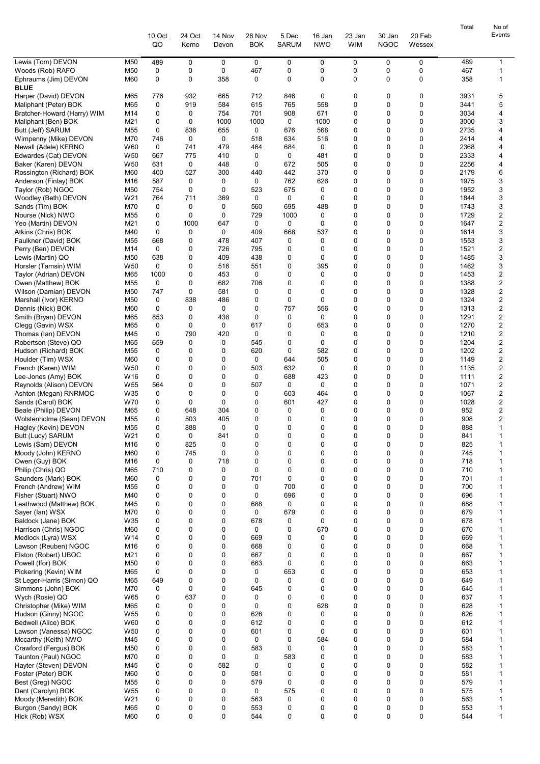| | | 10 Oct QO | 24 Oct Kerno | 14 Nov Devon | 28 Nov BOK | 5 Dec SARUM | 16 Jan NWO | 23 Jan WIM | 30 Jan NGOC | 20 Feb Wessex | Total | No of Events |
|---|---|---|---|---|---|---|---|---|---|---|---|---|
| Lewis (Tom) DEVON | M50 | 489 | 0 | 0 | 0 | 0 | 0 | 0 | 0 | 0 | 489 | 1 |
| Woods (Rob) RAFO | M50 | 0 | 0 | 0 | 467 | 0 | 0 | 0 | 0 | 0 | 467 | 1 |
| Ephraums (Jim) DEVON | M60 | 0 | 0 | 358 | 0 | 0 | 0 | 0 | 0 | 0 | 358 | 1 |
| **BLUE** | | | | | | | | | | | | |
| Harper (David) DEVON | M65 | 776 | 932 | 665 | 712 | 846 | 0 | 0 | 0 | 0 | 3931 | 5 |
| Maliphant (Peter) BOK | M65 | 0 | 919 | 584 | 615 | 765 | 558 | 0 | 0 | 0 | 3441 | 5 |
| Bratcher-Howard (Harry) WIM | M14 | 0 | 0 | 754 | 701 | 908 | 671 | 0 | 0 | 0 | 3034 | 4 |
| Maliphant (Ben) BOK | M21 | 0 | 0 | 1000 | 1000 | 0 | 1000 | 0 | 0 | 0 | 3000 | 3 |
| Butt (Jeff) SARUM | M55 | 0 | 836 | 655 | 0 | 676 | 568 | 0 | 0 | 0 | 2735 | 4 |
| Wimpenny (Mike) DEVON | M70 | 746 | 0 | 0 | 518 | 634 | 516 | 0 | 0 | 0 | 2414 | 4 |
| Newall (Adele) KERNO | W60 | 0 | 741 | 479 | 464 | 684 | 0 | 0 | 0 | 0 | 2368 | 4 |
| Edwardes (Cat) DEVON | W50 | 667 | 775 | 410 | 0 | 0 | 481 | 0 | 0 | 0 | 2333 | 4 |
| Baker (Karen) DEVON | W50 | 631 | 0 | 448 | 0 | 672 | 505 | 0 | 0 | 0 | 2256 | 4 |
| Rossington (Richard) BOK | M60 | 400 | 527 | 300 | 440 | 442 | 370 | 0 | 0 | 0 | 2179 | 6 |
| Anderson (Finlay) BOK | M16 | 587 | 0 | 0 | 0 | 762 | 626 | 0 | 0 | 0 | 1975 | 3 |
| Taylor (Rob) NGOC | M50 | 754 | 0 | 0 | 523 | 675 | 0 | 0 | 0 | 0 | 1952 | 3 |
| Woodley (Beth) DEVON | W21 | 764 | 711 | 369 | 0 | 0 | 0 | 0 | 0 | 0 | 1844 | 3 |
| Sands (Tim) BOK | M70 | 0 | 0 | 0 | 560 | 695 | 488 | 0 | 0 | 0 | 1743 | 3 |
| Nourse (Nick) NWO | M55 | 0 | 0 | 0 | 729 | 1000 | 0 | 0 | 0 | 0 | 1729 | 2 |
| Yeo (Martin) DEVON | M21 | 0 | 1000 | 647 | 0 | 0 | 0 | 0 | 0 | 0 | 1647 | 2 |
| Atkins (Chris) BOK | M40 | 0 | 0 | 0 | 409 | 668 | 537 | 0 | 0 | 0 | 1614 | 3 |
| Faulkner (David) BOK | M55 | 668 | 0 | 478 | 407 | 0 | 0 | 0 | 0 | 0 | 1553 | 3 |
| Perry (Ben) DEVON | M14 | 0 | 0 | 726 | 795 | 0 | 0 | 0 | 0 | 0 | 1521 | 2 |
| Lewis (Martin) QO | M50 | 638 | 0 | 409 | 438 | 0 | 0 | 0 | 0 | 0 | 1485 | 3 |
| Horsler (Tamsin) WIM | W50 | 0 | 0 | 516 | 551 | 0 | 395 | 0 | 0 | 0 | 1462 | 3 |
| Taylor (Adrian) DEVON | M65 | 1000 | 0 | 453 | 0 | 0 | 0 | 0 | 0 | 0 | 1453 | 2 |
| Owen (Matthew) BOK | M55 | 0 | 0 | 682 | 706 | 0 | 0 | 0 | 0 | 0 | 1388 | 2 |
| Wilson (Damian) DEVON | M50 | 747 | 0 | 581 | 0 | 0 | 0 | 0 | 0 | 0 | 1328 | 2 |
| Marshall (Ivor) KERNO | M50 | 0 | 838 | 486 | 0 | 0 | 0 | 0 | 0 | 0 | 1324 | 2 |
| Dennis (Nick) BOK | M60 | 0 | 0 | 0 | 0 | 757 | 556 | 0 | 0 | 0 | 1313 | 2 |
| Smith (Bryan) DEVON | M65 | 853 | 0 | 438 | 0 | 0 | 0 | 0 | 0 | 0 | 1291 | 2 |
| Clegg (Gavin) WSX | M65 | 0 | 0 | 0 | 617 | 0 | 653 | 0 | 0 | 0 | 1270 | 2 |
| Thomas (Ian) DEVON | M45 | 0 | 790 | 420 | 0 | 0 | 0 | 0 | 0 | 0 | 1210 | 2 |
| Robertson (Steve) QO | M65 | 659 | 0 | 0 | 545 | 0 | 0 | 0 | 0 | 0 | 1204 | 2 |
| Hudson (Richard) BOK | M55 | 0 | 0 | 0 | 620 | 0 | 582 | 0 | 0 | 0 | 1202 | 2 |
| Houlder (Tim) WSX | M60 | 0 | 0 | 0 | 0 | 644 | 505 | 0 | 0 | 0 | 1149 | 2 |
| French (Karen) WIM | W50 | 0 | 0 | 0 | 503 | 632 | 0 | 0 | 0 | 0 | 1135 | 2 |
| Lee-Jones (Amy) BOK | W16 | 0 | 0 | 0 | 0 | 688 | 423 | 0 | 0 | 0 | 1111 | 2 |
| Reynolds (Alison) DEVON | W55 | 564 | 0 | 0 | 507 | 0 | 0 | 0 | 0 | 0 | 1071 | 2 |
| Ashton (Megan) RNRMOC | W35 | 0 | 0 | 0 | 0 | 603 | 464 | 0 | 0 | 0 | 1067 | 2 |
| Sands (Carol) BOK | W70 | 0 | 0 | 0 | 0 | 601 | 427 | 0 | 0 | 0 | 1028 | 2 |
| Beale (Philip) DEVON | M65 | 0 | 648 | 304 | 0 | 0 | 0 | 0 | 0 | 0 | 952 | 2 |
| Wolstenholme (Sean) DEVON | M55 | 0 | 503 | 405 | 0 | 0 | 0 | 0 | 0 | 0 | 908 | 2 |
| Hagley (Kevin) DEVON | M55 | 0 | 888 | 0 | 0 | 0 | 0 | 0 | 0 | 0 | 888 | 1 |
| Butt (Lucy) SARUM | W21 | 0 | 0 | 841 | 0 | 0 | 0 | 0 | 0 | 0 | 841 | 1 |
| Lewis (Sam) DEVON | M16 | 0 | 825 | 0 | 0 | 0 | 0 | 0 | 0 | 0 | 825 | 1 |
| Moody (John) KERNO | M60 | 0 | 745 | 0 | 0 | 0 | 0 | 0 | 0 | 0 | 745 | 1 |
| Owen (Guy) BOK | M16 | 0 | 0 | 718 | 0 | 0 | 0 | 0 | 0 | 0 | 718 | 1 |
| Philip (Chris) QO | M65 | 710 | 0 | 0 | 0 | 0 | 0 | 0 | 0 | 0 | 710 | 1 |
| Saunders (Mark) BOK | M60 | 0 | 0 | 0 | 701 | 0 | 0 | 0 | 0 | 0 | 701 | 1 |
| French (Andrew) WIM | M55 | 0 | 0 | 0 | 0 | 700 | 0 | 0 | 0 | 0 | 700 | 1 |
| Fisher (Stuart) NWO | M40 | 0 | 0 | 0 | 0 | 696 | 0 | 0 | 0 | 0 | 696 | 1 |
| Leathwood (Matthew) BOK | M45 | 0 | 0 | 0 | 688 | 0 | 0 | 0 | 0 | 0 | 688 | 1 |
| Sayer (Ian) WSX | M70 | 0 | 0 | 0 | 0 | 679 | 0 | 0 | 0 | 0 | 679 | 1 |
| Baldock (Jane) BOK | W35 | 0 | 0 | 0 | 678 | 0 | 0 | 0 | 0 | 0 | 678 | 1 |
| Harrison (Chris) NGOC | M60 | 0 | 0 | 0 | 0 | 0 | 670 | 0 | 0 | 0 | 670 | 1 |
| Medlock (Lyra) WSX | W14 | 0 | 0 | 0 | 669 | 0 | 0 | 0 | 0 | 0 | 669 | 1 |
| Lawson (Reuben) NGOC | M16 | 0 | 0 | 0 | 668 | 0 | 0 | 0 | 0 | 0 | 668 | 1 |
| Elston (Robert) UBOC | M21 | 0 | 0 | 0 | 667 | 0 | 0 | 0 | 0 | 0 | 667 | 1 |
| Powell (Ifor) BOK | M50 | 0 | 0 | 0 | 663 | 0 | 0 | 0 | 0 | 0 | 663 | 1 |
| Pickering (Kevin) WIM | M65 | 0 | 0 | 0 | 0 | 653 | 0 | 0 | 0 | 0 | 653 | 1 |
| St Leger-Harris (Simon) QO | M65 | 649 | 0 | 0 | 0 | 0 | 0 | 0 | 0 | 0 | 649 | 1 |
| Simmons (John) BOK | M70 | 0 | 0 | 0 | 645 | 0 | 0 | 0 | 0 | 0 | 645 | 1 |
| Wych (Rosie) QO | W65 | 0 | 637 | 0 | 0 | 0 | 0 | 0 | 0 | 0 | 637 | 1 |
| Christopher (Mike) WIM | M65 | 0 | 0 | 0 | 0 | 0 | 628 | 0 | 0 | 0 | 628 | 1 |
| Hudson (Ginny) NGOC | W55 | 0 | 0 | 0 | 626 | 0 | 0 | 0 | 0 | 0 | 626 | 1 |
| Bedwell (Alice) BOK | W60 | 0 | 0 | 0 | 612 | 0 | 0 | 0 | 0 | 0 | 612 | 1 |
| Lawson (Vanessa) NGOC | W50 | 0 | 0 | 0 | 601 | 0 | 0 | 0 | 0 | 0 | 601 | 1 |
| Mccarthy (Keith) NWO | M45 | 0 | 0 | 0 | 0 | 0 | 584 | 0 | 0 | 0 | 584 | 1 |
| Crawford (Fergus) BOK | M50 | 0 | 0 | 0 | 583 | 0 | 0 | 0 | 0 | 0 | 583 | 1 |
| Taunton (Paul) NGOC | M70 | 0 | 0 | 0 | 0 | 583 | 0 | 0 | 0 | 0 | 583 | 1 |
| Hayter (Steven) DEVON | M45 | 0 | 0 | 582 | 0 | 0 | 0 | 0 | 0 | 0 | 582 | 1 |
| Foster (Peter) BOK | M60 | 0 | 0 | 0 | 581 | 0 | 0 | 0 | 0 | 0 | 581 | 1 |
| Best (Greg) NGOC | M55 | 0 | 0 | 0 | 579 | 0 | 0 | 0 | 0 | 0 | 579 | 1 |
| Dent (Carolyn) BOK | W55 | 0 | 0 | 0 | 0 | 575 | 0 | 0 | 0 | 0 | 575 | 1 |
| Moody (Meredith) BOK | W21 | 0 | 0 | 0 | 563 | 0 | 0 | 0 | 0 | 0 | 563 | 1 |
| Burgon (Sandy) BOK | M65 | 0 | 0 | 0 | 553 | 0 | 0 | 0 | 0 | 0 | 553 | 1 |
| Hick (Rob) WSX | M60 | 0 | 0 | 0 | 544 | 0 | 0 | 0 | 0 | 0 | 544 | 1 |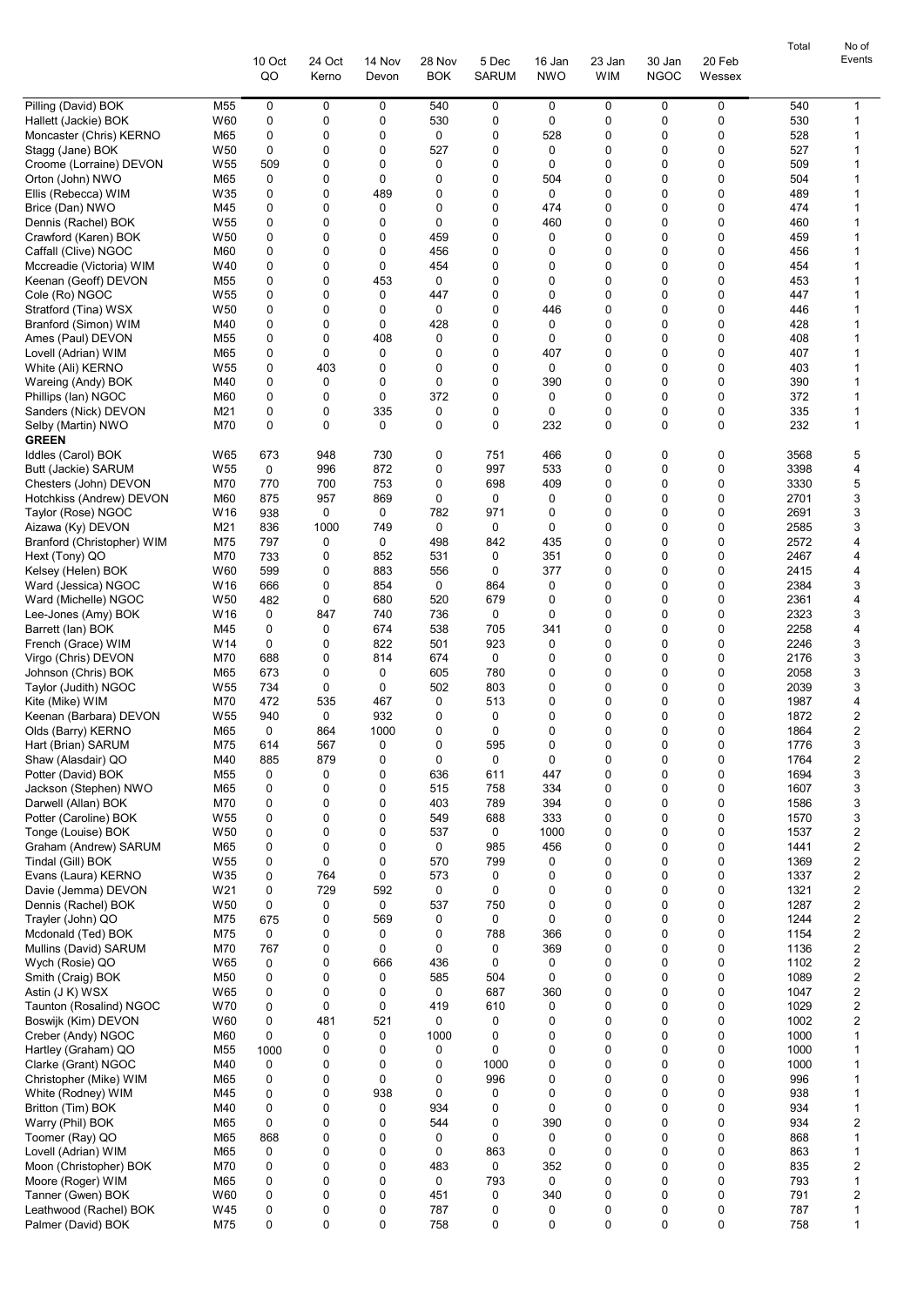| | | 10 Oct QO | 24 Oct Kerno | 14 Nov Devon | 28 Nov BOK | 5 Dec SARUM | 16 Jan NWO | 23 Jan WIM | 30 Jan NGOC | 20 Feb Wessex | Total | No of Events |
|---|---|---|---|---|---|---|---|---|---|---|---|---|
| Pilling (David) BOK | M55 | 0 | 0 | 0 | 540 | 0 | 0 | 0 | 0 | 0 | 540 | 1 |
| Hallett (Jackie) BOK | W60 | 0 | 0 | 0 | 530 | 0 | 0 | 0 | 0 | 0 | 530 | 1 |
| Moncaster (Chris) KERNO | M65 | 0 | 0 | 0 | 0 | 0 | 528 | 0 | 0 | 0 | 528 | 1 |
| Stagg (Jane) BOK | W50 | 0 | 0 | 0 | 527 | 0 | 0 | 0 | 0 | 0 | 527 | 1 |
| Croome (Lorraine) DEVON | W55 | 509 | 0 | 0 | 0 | 0 | 0 | 0 | 0 | 0 | 509 | 1 |
| Orton (John) NWO | M65 | 0 | 0 | 0 | 0 | 0 | 504 | 0 | 0 | 0 | 504 | 1 |
| Ellis (Rebecca) WIM | W35 | 0 | 0 | 489 | 0 | 0 | 0 | 0 | 0 | 0 | 489 | 1 |
| Brice (Dan) NWO | M45 | 0 | 0 | 0 | 0 | 0 | 474 | 0 | 0 | 0 | 474 | 1 |
| Dennis (Rachel) BOK | W55 | 0 | 0 | 0 | 0 | 0 | 460 | 0 | 0 | 0 | 460 | 1 |
| Crawford (Karen) BOK | W50 | 0 | 0 | 0 | 459 | 0 | 0 | 0 | 0 | 0 | 459 | 1 |
| Caffall (Clive) NGOC | M60 | 0 | 0 | 0 | 456 | 0 | 0 | 0 | 0 | 0 | 456 | 1 |
| Mccreadie (Victoria) WIM | W40 | 0 | 0 | 0 | 454 | 0 | 0 | 0 | 0 | 0 | 454 | 1 |
| Keenan (Geoff) DEVON | M55 | 0 | 0 | 453 | 0 | 0 | 0 | 0 | 0 | 0 | 453 | 1 |
| Cole (Ro) NGOC | W55 | 0 | 0 | 0 | 447 | 0 | 0 | 0 | 0 | 0 | 447 | 1 |
| Stratford (Tina) WSX | W50 | 0 | 0 | 0 | 0 | 0 | 446 | 0 | 0 | 0 | 446 | 1 |
| Branford (Simon) WIM | M40 | 0 | 0 | 0 | 428 | 0 | 0 | 0 | 0 | 0 | 428 | 1 |
| Ames (Paul) DEVON | M55 | 0 | 0 | 408 | 0 | 0 | 0 | 0 | 0 | 0 | 408 | 1 |
| Lovell (Adrian) WIM | M65 | 0 | 0 | 0 | 0 | 0 | 407 | 0 | 0 | 0 | 407 | 1 |
| White (Ali) KERNO | W55 | 0 | 403 | 0 | 0 | 0 | 0 | 0 | 0 | 0 | 403 | 1 |
| Wareing (Andy) BOK | M40 | 0 | 0 | 0 | 0 | 0 | 390 | 0 | 0 | 0 | 390 | 1 |
| Phillips (Ian) NGOC | M60 | 0 | 0 | 0 | 372 | 0 | 0 | 0 | 0 | 0 | 372 | 1 |
| Sanders (Nick) DEVON | M21 | 0 | 0 | 335 | 0 | 0 | 0 | 0 | 0 | 0 | 335 | 1 |
| Selby (Martin) NWO | M70 | 0 | 0 | 0 | 0 | 0 | 232 | 0 | 0 | 0 | 232 | 1 |
| **GREEN** | | | | | | | | | | | | |
| Iddles (Carol) BOK | W65 | 673 | 948 | 730 | 0 | 751 | 466 | 0 | 0 | 0 | 3568 | 5 |
| Butt (Jackie) SARUM | W55 | 0 | 996 | 872 | 0 | 997 | 533 | 0 | 0 | 0 | 3398 | 4 |
| Chesters (John) DEVON | M70 | 770 | 700 | 753 | 0 | 698 | 409 | 0 | 0 | 0 | 3330 | 5 |
| Hotchkiss (Andrew) DEVON | M60 | 875 | 957 | 869 | 0 | 0 | 0 | 0 | 0 | 0 | 2701 | 3 |
| Taylor (Rose) NGOC | W16 | 938 | 0 | 0 | 782 | 971 | 0 | 0 | 0 | 0 | 2691 | 3 |
| Aizawa (Ky) DEVON | M21 | 836 | 1000 | 749 | 0 | 0 | 0 | 0 | 0 | 0 | 2585 | 3 |
| Branford (Christopher) WIM | M75 | 797 | 0 | 0 | 498 | 842 | 435 | 0 | 0 | 0 | 2572 | 4 |
| Hext (Tony) QO | M70 | 733 | 0 | 852 | 531 | 0 | 351 | 0 | 0 | 0 | 2467 | 4 |
| Kelsey (Helen) BOK | W60 | 599 | 0 | 883 | 556 | 0 | 377 | 0 | 0 | 0 | 2415 | 4 |
| Ward (Jessica) NGOC | W16 | 666 | 0 | 854 | 0 | 864 | 0 | 0 | 0 | 0 | 2384 | 3 |
| Ward (Michelle) NGOC | W50 | 482 | 0 | 680 | 520 | 679 | 0 | 0 | 0 | 0 | 2361 | 4 |
| Lee-Jones (Amy) BOK | W16 | 0 | 847 | 740 | 736 | 0 | 0 | 0 | 0 | 0 | 2323 | 3 |
| Barrett (Ian) BOK | M45 | 0 | 0 | 674 | 538 | 705 | 341 | 0 | 0 | 0 | 2258 | 4 |
| French (Grace) WIM | W14 | 0 | 0 | 822 | 501 | 923 | 0 | 0 | 0 | 0 | 2246 | 3 |
| Virgo (Chris) DEVON | M70 | 688 | 0 | 814 | 674 | 0 | 0 | 0 | 0 | 0 | 2176 | 3 |
| Johnson (Chris) BOK | M65 | 673 | 0 | 0 | 605 | 780 | 0 | 0 | 0 | 0 | 2058 | 3 |
| Taylor (Judith) NGOC | W55 | 734 | 0 | 0 | 502 | 803 | 0 | 0 | 0 | 0 | 2039 | 3 |
| Kite (Mike) WIM | M70 | 472 | 535 | 467 | 0 | 513 | 0 | 0 | 0 | 0 | 1987 | 4 |
| Keenan (Barbara) DEVON | W55 | 940 | 0 | 932 | 0 | 0 | 0 | 0 | 0 | 0 | 1872 | 2 |
| Olds (Barry) KERNO | M65 | 0 | 864 | 1000 | 0 | 0 | 0 | 0 | 0 | 0 | 1864 | 2 |
| Hart (Brian) SARUM | M75 | 614 | 567 | 0 | 0 | 595 | 0 | 0 | 0 | 0 | 1776 | 3 |
| Shaw (Alasdair) QO | M40 | 885 | 879 | 0 | 0 | 0 | 0 | 0 | 0 | 0 | 1764 | 2 |
| Potter (David) BOK | M55 | 0 | 0 | 0 | 636 | 611 | 447 | 0 | 0 | 0 | 1694 | 3 |
| Jackson (Stephen) NWO | M65 | 0 | 0 | 0 | 515 | 758 | 334 | 0 | 0 | 0 | 1607 | 3 |
| Darwell (Allan) BOK | M70 | 0 | 0 | 0 | 403 | 789 | 394 | 0 | 0 | 0 | 1586 | 3 |
| Potter (Caroline) BOK | W55 | 0 | 0 | 0 | 549 | 688 | 333 | 0 | 0 | 0 | 1570 | 3 |
| Tonge (Louise) BOK | W50 | 0 | 0 | 0 | 537 | 0 | 1000 | 0 | 0 | 0 | 1537 | 2 |
| Graham (Andrew) SARUM | M65 | 0 | 0 | 0 | 0 | 985 | 456 | 0 | 0 | 0 | 1441 | 2 |
| Tindal (Gill) BOK | W55 | 0 | 0 | 0 | 570 | 799 | 0 | 0 | 0 | 0 | 1369 | 2 |
| Evans (Laura) KERNO | W35 | 0 | 764 | 0 | 573 | 0 | 0 | 0 | 0 | 0 | 1337 | 2 |
| Davie (Jemma) DEVON | W21 | 0 | 729 | 592 | 0 | 0 | 0 | 0 | 0 | 0 | 1321 | 2 |
| Dennis (Rachel) BOK | W50 | 0 | 0 | 0 | 537 | 750 | 0 | 0 | 0 | 0 | 1287 | 2 |
| Trayler (John) QO | M75 | 675 | 0 | 569 | 0 | 0 | 0 | 0 | 0 | 0 | 1244 | 2 |
| Mcdonald (Ted) BOK | M75 | 0 | 0 | 0 | 0 | 788 | 366 | 0 | 0 | 0 | 1154 | 2 |
| Mullins (David) SARUM | M70 | 767 | 0 | 0 | 0 | 0 | 369 | 0 | 0 | 0 | 1136 | 2 |
| Wych (Rosie) QO | W65 | 0 | 0 | 666 | 436 | 0 | 0 | 0 | 0 | 0 | 1102 | 2 |
| Smith (Craig) BOK | M50 | 0 | 0 | 0 | 585 | 504 | 0 | 0 | 0 | 0 | 1089 | 2 |
| Astin (J K) WSX | W65 | 0 | 0 | 0 | 0 | 687 | 360 | 0 | 0 | 0 | 1047 | 2 |
| Taunton (Rosalind) NGOC | W70 | 0 | 0 | 0 | 419 | 610 | 0 | 0 | 0 | 0 | 1029 | 2 |
| Boswijk (Kim) DEVON | W60 | 0 | 481 | 521 | 0 | 0 | 0 | 0 | 0 | 0 | 1002 | 2 |
| Creber (Andy) NGOC | M60 | 0 | 0 | 0 | 1000 | 0 | 0 | 0 | 0 | 0 | 1000 | 1 |
| Hartley (Graham) QO | M55 | 1000 | 0 | 0 | 0 | 0 | 0 | 0 | 0 | 0 | 1000 | 1 |
| Clarke (Grant) NGOC | M40 | 0 | 0 | 0 | 0 | 1000 | 0 | 0 | 0 | 0 | 1000 | 1 |
| Christopher (Mike) WIM | M65 | 0 | 0 | 0 | 0 | 996 | 0 | 0 | 0 | 0 | 996 | 1 |
| White (Rodney) WIM | M45 | 0 | 0 | 938 | 0 | 0 | 0 | 0 | 0 | 0 | 938 | 1 |
| Britton (Tim) BOK | M40 | 0 | 0 | 0 | 934 | 0 | 0 | 0 | 0 | 0 | 934 | 1 |
| Warry (Phil) BOK | M65 | 0 | 0 | 0 | 544 | 0 | 390 | 0 | 0 | 0 | 934 | 2 |
| Toomer (Ray) QO | M65 | 868 | 0 | 0 | 0 | 0 | 0 | 0 | 0 | 0 | 868 | 1 |
| Lovell (Adrian) WIM | M65 | 0 | 0 | 0 | 0 | 863 | 0 | 0 | 0 | 0 | 863 | 1 |
| Moon (Christopher) BOK | M70 | 0 | 0 | 0 | 483 | 0 | 352 | 0 | 0 | 0 | 835 | 2 |
| Moore (Roger) WIM | M65 | 0 | 0 | 0 | 0 | 793 | 0 | 0 | 0 | 0 | 793 | 1 |
| Tanner (Gwen) BOK | W60 | 0 | 0 | 0 | 451 | 0 | 340 | 0 | 0 | 0 | 791 | 2 |
| Leathwood (Rachel) BOK | W45 | 0 | 0 | 0 | 787 | 0 | 0 | 0 | 0 | 0 | 787 | 1 |
| Palmer (David) BOK | M75 | 0 | 0 | 0 | 758 | 0 | 0 | 0 | 0 | 0 | 758 | 1 |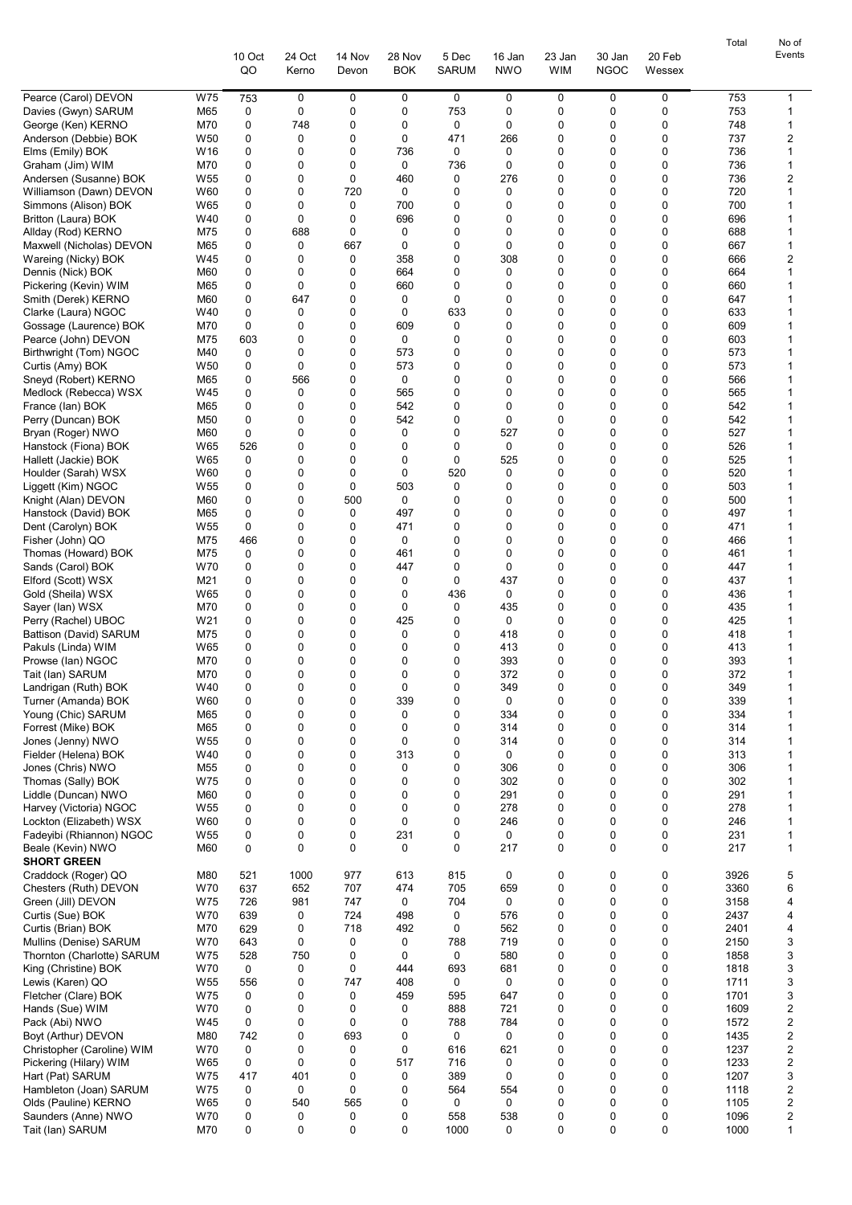| | | 10 Oct QO | 24 Oct Kerno | 14 Nov Devon | 28 Nov BOK | 5 Dec SARUM | 16 Jan NWO | 23 Jan WIM | 30 Jan NGOC | 20 Feb Wessex | Total | No of Events |
|---|---|---|---|---|---|---|---|---|---|---|---|---|
| Pearce (Carol) DEVON | W75 | 753 | 0 | 0 | 0 | 0 | 0 | 0 | 0 | 0 | 753 | 1 |
| Davies (Gwyn) SARUM | M65 | 0 | 0 | 0 | 0 | 753 | 0 | 0 | 0 | 0 | 753 | 1 |
| George (Ken) KERNO | M70 | 0 | 748 | 0 | 0 | 0 | 0 | 0 | 0 | 0 | 748 | 1 |
| Anderson (Debbie) BOK | W50 | 0 | 0 | 0 | 0 | 471 | 266 | 0 | 0 | 0 | 737 | 2 |
| Elms (Emily) BOK | W16 | 0 | 0 | 0 | 736 | 0 | 0 | 0 | 0 | 0 | 736 | 1 |
| Graham (Jim) WIM | M70 | 0 | 0 | 0 | 0 | 736 | 0 | 0 | 0 | 0 | 736 | 1 |
| Andersen (Susanne) BOK | W55 | 0 | 0 | 0 | 460 | 0 | 276 | 0 | 0 | 0 | 736 | 2 |
| Williamson (Dawn) DEVON | W60 | 0 | 0 | 720 | 0 | 0 | 0 | 0 | 0 | 0 | 720 | 1 |
| Simmons (Alison) BOK | W65 | 0 | 0 | 0 | 700 | 0 | 0 | 0 | 0 | 0 | 700 | 1 |
| Britton (Laura) BOK | W40 | 0 | 0 | 0 | 696 | 0 | 0 | 0 | 0 | 0 | 696 | 1 |
| Allday (Rod) KERNO | M75 | 0 | 688 | 0 | 0 | 0 | 0 | 0 | 0 | 0 | 688 | 1 |
| Maxwell (Nicholas) DEVON | M65 | 0 | 0 | 667 | 0 | 0 | 0 | 0 | 0 | 0 | 667 | 1 |
| Wareing (Nicky) BOK | W45 | 0 | 0 | 0 | 358 | 0 | 308 | 0 | 0 | 0 | 666 | 2 |
| Dennis (Nick) BOK | M60 | 0 | 0 | 0 | 664 | 0 | 0 | 0 | 0 | 0 | 664 | 1 |
| Pickering (Kevin) WIM | M65 | 0 | 0 | 0 | 660 | 0 | 0 | 0 | 0 | 0 | 660 | 1 |
| Smith (Derek) KERNO | M60 | 0 | 647 | 0 | 0 | 0 | 0 | 0 | 0 | 0 | 647 | 1 |
| Clarke (Laura) NGOC | W40 | 0 | 0 | 0 | 0 | 633 | 0 | 0 | 0 | 0 | 633 | 1 |
| Gossage (Laurence) BOK | M70 | 0 | 0 | 0 | 609 | 0 | 0 | 0 | 0 | 0 | 609 | 1 |
| Pearce (John) DEVON | M75 | 603 | 0 | 0 | 0 | 0 | 0 | 0 | 0 | 0 | 603 | 1 |
| Birthwright (Tom) NGOC | M40 | 0 | 0 | 0 | 573 | 0 | 0 | 0 | 0 | 0 | 573 | 1 |
| Curtis (Amy) BOK | W50 | 0 | 0 | 0 | 573 | 0 | 0 | 0 | 0 | 0 | 573 | 1 |
| Sneyd (Robert) KERNO | M65 | 0 | 566 | 0 | 0 | 0 | 0 | 0 | 0 | 0 | 566 | 1 |
| Medlock (Rebecca) WSX | W45 | 0 | 0 | 0 | 565 | 0 | 0 | 0 | 0 | 0 | 565 | 1 |
| France (Ian) BOK | M65 | 0 | 0 | 0 | 542 | 0 | 0 | 0 | 0 | 0 | 542 | 1 |
| Perry (Duncan) BOK | M50 | 0 | 0 | 0 | 542 | 0 | 0 | 0 | 0 | 0 | 542 | 1 |
| Bryan (Roger) NWO | M60 | 0 | 0 | 0 | 0 | 0 | 527 | 0 | 0 | 0 | 527 | 1 |
| Hanstock (Fiona) BOK | W65 | 526 | 0 | 0 | 0 | 0 | 0 | 0 | 0 | 0 | 526 | 1 |
| Hallett (Jackie) BOK | W65 | 0 | 0 | 0 | 0 | 0 | 525 | 0 | 0 | 0 | 525 | 1 |
| Houlder (Sarah) WSX | W60 | 0 | 0 | 0 | 0 | 520 | 0 | 0 | 0 | 0 | 520 | 1 |
| Liggett (Kim) NGOC | W55 | 0 | 0 | 0 | 503 | 0 | 0 | 0 | 0 | 0 | 503 | 1 |
| Knight (Alan) DEVON | M60 | 0 | 0 | 500 | 0 | 0 | 0 | 0 | 0 | 0 | 500 | 1 |
| Hanstock (David) BOK | M65 | 0 | 0 | 0 | 497 | 0 | 0 | 0 | 0 | 0 | 497 | 1 |
| Dent (Carolyn) BOK | W55 | 0 | 0 | 0 | 471 | 0 | 0 | 0 | 0 | 0 | 471 | 1 |
| Fisher (John) QO | M75 | 466 | 0 | 0 | 0 | 0 | 0 | 0 | 0 | 0 | 466 | 1 |
| Thomas (Howard) BOK | M75 | 0 | 0 | 0 | 461 | 0 | 0 | 0 | 0 | 0 | 461 | 1 |
| Sands (Carol) BOK | W70 | 0 | 0 | 0 | 447 | 0 | 0 | 0 | 0 | 0 | 447 | 1 |
| Elford (Scott) WSX | M21 | 0 | 0 | 0 | 0 | 0 | 437 | 0 | 0 | 0 | 437 | 1 |
| Gold (Sheila) WSX | W65 | 0 | 0 | 0 | 0 | 436 | 0 | 0 | 0 | 0 | 436 | 1 |
| Sayer (Ian) WSX | M70 | 0 | 0 | 0 | 0 | 0 | 435 | 0 | 0 | 0 | 435 | 1 |
| Perry (Rachel) UBOC | W21 | 0 | 0 | 0 | 425 | 0 | 0 | 0 | 0 | 0 | 425 | 1 |
| Battison (David) SARUM | M75 | 0 | 0 | 0 | 0 | 0 | 418 | 0 | 0 | 0 | 418 | 1 |
| Pakuls (Linda) WIM | W65 | 0 | 0 | 0 | 0 | 0 | 413 | 0 | 0 | 0 | 413 | 1 |
| Prowse (Ian) NGOC | M70 | 0 | 0 | 0 | 0 | 0 | 393 | 0 | 0 | 0 | 393 | 1 |
| Tait (Ian) SARUM | M70 | 0 | 0 | 0 | 0 | 0 | 372 | 0 | 0 | 0 | 372 | 1 |
| Landrigan (Ruth) BOK | W40 | 0 | 0 | 0 | 0 | 0 | 349 | 0 | 0 | 0 | 349 | 1 |
| Turner (Amanda) BOK | W60 | 0 | 0 | 0 | 339 | 0 | 0 | 0 | 0 | 0 | 339 | 1 |
| Young (Chic) SARUM | M65 | 0 | 0 | 0 | 0 | 0 | 334 | 0 | 0 | 0 | 334 | 1 |
| Forrest (Mike) BOK | M65 | 0 | 0 | 0 | 0 | 0 | 314 | 0 | 0 | 0 | 314 | 1 |
| Jones (Jenny) NWO | W55 | 0 | 0 | 0 | 0 | 0 | 314 | 0 | 0 | 0 | 314 | 1 |
| Fielder (Helena) BOK | W40 | 0 | 0 | 0 | 313 | 0 | 0 | 0 | 0 | 0 | 313 | 1 |
| Jones (Chris) NWO | M55 | 0 | 0 | 0 | 0 | 0 | 306 | 0 | 0 | 0 | 306 | 1 |
| Thomas (Sally) BOK | W75 | 0 | 0 | 0 | 0 | 0 | 302 | 0 | 0 | 0 | 302 | 1 |
| Liddle (Duncan) NWO | M60 | 0 | 0 | 0 | 0 | 0 | 291 | 0 | 0 | 0 | 291 | 1 |
| Harvey (Victoria) NGOC | W55 | 0 | 0 | 0 | 0 | 0 | 278 | 0 | 0 | 0 | 278 | 1 |
| Lockton (Elizabeth) WSX | W60 | 0 | 0 | 0 | 0 | 0 | 246 | 0 | 0 | 0 | 246 | 1 |
| Fadeyibi (Rhiannon) NGOC | W55 | 0 | 0 | 0 | 231 | 0 | 0 | 0 | 0 | 0 | 231 | 1 |
| Beale (Kevin) NWO | M60 | 0 | 0 | 0 | 0 | 0 | 217 | 0 | 0 | 0 | 217 | 1 |
| **SHORT GREEN** | | | | | | | | | | | | |
| Craddock (Roger) QO | M80 | 521 | 1000 | 977 | 613 | 815 | 0 | 0 | 0 | 0 | 3926 | 5 |
| Chesters (Ruth) DEVON | W70 | 637 | 652 | 707 | 474 | 705 | 659 | 0 | 0 | 0 | 3360 | 6 |
| Green (Jill) DEVON | W75 | 726 | 981 | 747 | 0 | 704 | 0 | 0 | 0 | 0 | 3158 | 4 |
| Curtis (Sue) BOK | W70 | 639 | 0 | 724 | 498 | 0 | 576 | 0 | 0 | 0 | 2437 | 4 |
| Curtis (Brian) BOK | M70 | 629 | 0 | 718 | 492 | 0 | 562 | 0 | 0 | 0 | 2401 | 4 |
| Mullins (Denise) SARUM | W70 | 643 | 0 | 0 | 0 | 788 | 719 | 0 | 0 | 0 | 2150 | 3 |
| Thornton (Charlotte) SARUM | W75 | 528 | 750 | 0 | 0 | 0 | 580 | 0 | 0 | 0 | 1858 | 3 |
| King (Christine) BOK | W70 | 0 | 0 | 0 | 444 | 693 | 681 | 0 | 0 | 0 | 1818 | 3 |
| Lewis (Karen) QO | W55 | 556 | 0 | 747 | 408 | 0 | 0 | 0 | 0 | 0 | 1711 | 3 |
| Fletcher (Clare) BOK | W75 | 0 | 0 | 0 | 459 | 595 | 647 | 0 | 0 | 0 | 1701 | 3 |
| Hands (Sue) WIM | W70 | 0 | 0 | 0 | 0 | 888 | 721 | 0 | 0 | 0 | 1609 | 2 |
| Pack (Abi) NWO | W45 | 0 | 0 | 0 | 0 | 788 | 784 | 0 | 0 | 0 | 1572 | 2 |
| Boyt (Arthur) DEVON | M80 | 742 | 0 | 693 | 0 | 0 | 0 | 0 | 0 | 0 | 1435 | 2 |
| Christopher (Caroline) WIM | W70 | 0 | 0 | 0 | 0 | 616 | 621 | 0 | 0 | 0 | 1237 | 2 |
| Pickering (Hilary) WIM | W65 | 0 | 0 | 0 | 517 | 716 | 0 | 0 | 0 | 0 | 1233 | 2 |
| Hart (Pat) SARUM | W75 | 417 | 401 | 0 | 0 | 389 | 0 | 0 | 0 | 0 | 1207 | 3 |
| Hambleton (Joan) SARUM | W75 | 0 | 0 | 0 | 0 | 564 | 554 | 0 | 0 | 0 | 1118 | 2 |
| Olds (Pauline) KERNO | W65 | 0 | 540 | 565 | 0 | 0 | 0 | 0 | 0 | 0 | 1105 | 2 |
| Saunders (Anne) NWO | W70 | 0 | 0 | 0 | 0 | 558 | 538 | 0 | 0 | 0 | 1096 | 2 |
| Tait (Ian) SARUM | M70 | 0 | 0 | 0 | 0 | 1000 | 0 | 0 | 0 | 0 | 1000 | 1 |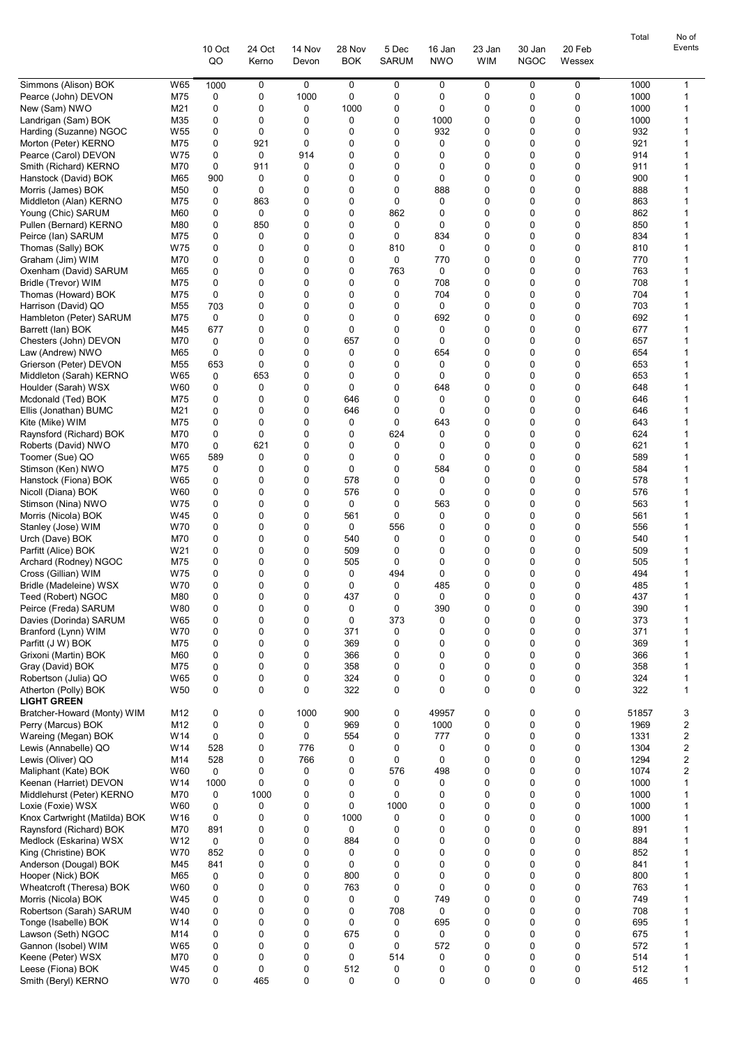| | | 10 Oct QO | 24 Oct Kerno | 14 Nov Devon | 28 Nov BOK | 5 Dec SARUM | 16 Jan NWO | 23 Jan WIM | 30 Jan NGOC | 20 Feb Wessex | Total | No of Events |
|---|---|---|---|---|---|---|---|---|---|---|---|---|
| Simmons (Alison) BOK | W65 | 1000 | 0 | 0 | 0 | 0 | 0 | 0 | 0 | 0 | 1000 | 1 |
| Pearce (John) DEVON | M75 | 0 | 0 | 1000 | 0 | 0 | 0 | 0 | 0 | 0 | 1000 | 1 |
| New (Sam) NWO | M21 | 0 | 0 | 0 | 1000 | 0 | 0 | 0 | 0 | 0 | 1000 | 1 |
| Landrigan (Sam) BOK | M35 | 0 | 0 | 0 | 0 | 0 | 1000 | 0 | 0 | 0 | 1000 | 1 |
| Harding (Suzanne) NGOC | W55 | 0 | 0 | 0 | 0 | 0 | 932 | 0 | 0 | 0 | 932 | 1 |
| Morton (Peter) KERNO | M75 | 0 | 921 | 0 | 0 | 0 | 0 | 0 | 0 | 0 | 921 | 1 |
| Pearce (Carol) DEVON | W75 | 0 | 0 | 914 | 0 | 0 | 0 | 0 | 0 | 0 | 914 | 1 |
| Smith (Richard) KERNO | M70 | 0 | 911 | 0 | 0 | 0 | 0 | 0 | 0 | 0 | 911 | 1 |
| Hanstock (David) BOK | M65 | 900 | 0 | 0 | 0 | 0 | 0 | 0 | 0 | 0 | 900 | 1 |
| Morris (James) BOK | M50 | 0 | 0 | 0 | 0 | 0 | 888 | 0 | 0 | 0 | 888 | 1 |
| Middleton (Alan) KERNO | M75 | 0 | 863 | 0 | 0 | 0 | 0 | 0 | 0 | 0 | 863 | 1 |
| Young (Chic) SARUM | M60 | 0 | 0 | 0 | 0 | 862 | 0 | 0 | 0 | 0 | 862 | 1 |
| Pullen (Bernard) KERNO | M80 | 0 | 850 | 0 | 0 | 0 | 0 | 0 | 0 | 0 | 850 | 1 |
| Peirce (Ian) SARUM | M75 | 0 | 0 | 0 | 0 | 0 | 834 | 0 | 0 | 0 | 834 | 1 |
| Thomas (Sally) BOK | W75 | 0 | 0 | 0 | 0 | 810 | 0 | 0 | 0 | 0 | 810 | 1 |
| Graham (Jim) WIM | M70 | 0 | 0 | 0 | 0 | 0 | 770 | 0 | 0 | 0 | 770 | 1 |
| Oxenham (David) SARUM | M65 | 0 | 0 | 0 | 0 | 763 | 0 | 0 | 0 | 0 | 763 | 1 |
| Bridle (Trevor) WIM | M75 | 0 | 0 | 0 | 0 | 0 | 708 | 0 | 0 | 0 | 708 | 1 |
| Thomas (Howard) BOK | M75 | 0 | 0 | 0 | 0 | 0 | 704 | 0 | 0 | 0 | 704 | 1 |
| Harrison (David) QO | M55 | 703 | 0 | 0 | 0 | 0 | 0 | 0 | 0 | 0 | 703 | 1 |
| Hambleton (Peter) SARUM | M75 | 0 | 0 | 0 | 0 | 0 | 692 | 0 | 0 | 0 | 692 | 1 |
| Barrett (Ian) BOK | M45 | 677 | 0 | 0 | 0 | 0 | 0 | 0 | 0 | 0 | 677 | 1 |
| Chesters (John) DEVON | M70 | 0 | 0 | 0 | 657 | 0 | 0 | 0 | 0 | 0 | 657 | 1 |
| Law (Andrew) NWO | M65 | 0 | 0 | 0 | 0 | 0 | 654 | 0 | 0 | 0 | 654 | 1 |
| Grierson (Peter) DEVON | M55 | 653 | 0 | 0 | 0 | 0 | 0 | 0 | 0 | 0 | 653 | 1 |
| Middleton (Sarah) KERNO | W65 | 0 | 653 | 0 | 0 | 0 | 0 | 0 | 0 | 0 | 653 | 1 |
| Houlder (Sarah) WSX | W60 | 0 | 0 | 0 | 0 | 0 | 648 | 0 | 0 | 0 | 648 | 1 |
| Mcdonald (Ted) BOK | M75 | 0 | 0 | 0 | 646 | 0 | 0 | 0 | 0 | 0 | 646 | 1 |
| Ellis (Jonathan) BUMC | M21 | 0 | 0 | 0 | 646 | 0 | 0 | 0 | 0 | 0 | 646 | 1 |
| Kite (Mike) WIM | M75 | 0 | 0 | 0 | 0 | 0 | 643 | 0 | 0 | 0 | 643 | 1 |
| Raynsford (Richard) BOK | M70 | 0 | 0 | 0 | 0 | 624 | 0 | 0 | 0 | 0 | 624 | 1 |
| Roberts (David) NWO | M70 | 0 | 621 | 0 | 0 | 0 | 0 | 0 | 0 | 0 | 621 | 1 |
| Toomer (Sue) QO | W65 | 589 | 0 | 0 | 0 | 0 | 0 | 0 | 0 | 0 | 589 | 1 |
| Stimson (Ken) NWO | M75 | 0 | 0 | 0 | 0 | 0 | 584 | 0 | 0 | 0 | 584 | 1 |
| Hanstock (Fiona) BOK | W65 | 0 | 0 | 0 | 578 | 0 | 0 | 0 | 0 | 0 | 578 | 1 |
| Nicoll (Diana) BOK | W60 | 0 | 0 | 0 | 576 | 0 | 0 | 0 | 0 | 0 | 576 | 1 |
| Stimson (Nina) NWO | W75 | 0 | 0 | 0 | 0 | 0 | 563 | 0 | 0 | 0 | 563 | 1 |
| Morris (Nicola) BOK | W45 | 0 | 0 | 0 | 561 | 0 | 0 | 0 | 0 | 0 | 561 | 1 |
| Stanley (Jose) WIM | W70 | 0 | 0 | 0 | 0 | 556 | 0 | 0 | 0 | 0 | 556 | 1 |
| Urch (Dave) BOK | M70 | 0 | 0 | 0 | 540 | 0 | 0 | 0 | 0 | 0 | 540 | 1 |
| Parfitt (Alice) BOK | W21 | 0 | 0 | 0 | 509 | 0 | 0 | 0 | 0 | 0 | 509 | 1 |
| Archard (Rodney) NGOC | M75 | 0 | 0 | 0 | 505 | 0 | 0 | 0 | 0 | 0 | 505 | 1 |
| Cross (Gillian) WIM | W75 | 0 | 0 | 0 | 0 | 494 | 0 | 0 | 0 | 0 | 494 | 1 |
| Bridle (Madeleine) WSX | W70 | 0 | 0 | 0 | 0 | 0 | 485 | 0 | 0 | 0 | 485 | 1 |
| Teed (Robert) NGOC | M80 | 0 | 0 | 0 | 437 | 0 | 0 | 0 | 0 | 0 | 437 | 1 |
| Peirce (Freda) SARUM | W80 | 0 | 0 | 0 | 0 | 0 | 390 | 0 | 0 | 0 | 390 | 1 |
| Davies (Dorinda) SARUM | W65 | 0 | 0 | 0 | 0 | 373 | 0 | 0 | 0 | 0 | 373 | 1 |
| Branford (Lynn) WIM | W70 | 0 | 0 | 0 | 371 | 0 | 0 | 0 | 0 | 0 | 371 | 1 |
| Parfitt (J W) BOK | M75 | 0 | 0 | 0 | 369 | 0 | 0 | 0 | 0 | 0 | 369 | 1 |
| Grixoni (Martin) BOK | M60 | 0 | 0 | 0 | 366 | 0 | 0 | 0 | 0 | 0 | 366 | 1 |
| Gray (David) BOK | M75 | 0 | 0 | 0 | 358 | 0 | 0 | 0 | 0 | 0 | 358 | 1 |
| Robertson (Julia) QO | W65 | 0 | 0 | 0 | 324 | 0 | 0 | 0 | 0 | 0 | 324 | 1 |
| Atherton (Polly) BOK | W50 | 0 | 0 | 0 | 322 | 0 | 0 | 0 | 0 | 0 | 322 | 1 |
| **LIGHT GREEN** | | | | | | | | | | | | |
| Bratcher-Howard (Monty) WIM | M12 | 0 | 0 | 1000 | 900 | 0 | 49957 | 0 | 0 | 0 | 51857 | 3 |
| Perry (Marcus) BOK | M12 | 0 | 0 | 0 | 969 | 0 | 1000 | 0 | 0 | 0 | 1969 | 2 |
| Wareing (Megan) BOK | W14 | 0 | 0 | 0 | 554 | 0 | 777 | 0 | 0 | 0 | 1331 | 2 |
| Lewis (Annabelle) QO | W14 | 528 | 0 | 776 | 0 | 0 | 0 | 0 | 0 | 0 | 1304 | 2 |
| Lewis (Oliver) QO | M14 | 528 | 0 | 766 | 0 | 0 | 0 | 0 | 0 | 0 | 1294 | 2 |
| Maliphant (Kate) BOK | W60 | 0 | 0 | 0 | 0 | 576 | 498 | 0 | 0 | 0 | 1074 | 2 |
| Keenan (Harriet) DEVON | W14 | 1000 | 0 | 0 | 0 | 0 | 0 | 0 | 0 | 0 | 1000 | 1 |
| Middlehurst (Peter) KERNO | M70 | 0 | 1000 | 0 | 0 | 0 | 0 | 0 | 0 | 0 | 1000 | 1 |
| Loxie (Foxie) WSX | W60 | 0 | 0 | 0 | 0 | 1000 | 0 | 0 | 0 | 0 | 1000 | 1 |
| Knox Cartwright (Matilda) BOK | W16 | 0 | 0 | 0 | 1000 | 0 | 0 | 0 | 0 | 0 | 1000 | 1 |
| Raynsford (Richard) BOK | M70 | 891 | 0 | 0 | 0 | 0 | 0 | 0 | 0 | 0 | 891 | 1 |
| Medlock (Eskarina) WSX | W12 | 0 | 0 | 0 | 884 | 0 | 0 | 0 | 0 | 0 | 884 | 1 |
| King (Christine) BOK | W70 | 852 | 0 | 0 | 0 | 0 | 0 | 0 | 0 | 0 | 852 | 1 |
| Anderson (Dougal) BOK | M45 | 841 | 0 | 0 | 0 | 0 | 0 | 0 | 0 | 0 | 841 | 1 |
| Hooper (Nick) BOK | M65 | 0 | 0 | 0 | 800 | 0 | 0 | 0 | 0 | 0 | 800 | 1 |
| Wheatcroft (Theresa) BOK | W60 | 0 | 0 | 0 | 763 | 0 | 0 | 0 | 0 | 0 | 763 | 1 |
| Morris (Nicola) BOK | W45 | 0 | 0 | 0 | 0 | 0 | 749 | 0 | 0 | 0 | 749 | 1 |
| Robertson (Sarah) SARUM | W40 | 0 | 0 | 0 | 0 | 708 | 0 | 0 | 0 | 0 | 708 | 1 |
| Tonge (Isabelle) BOK | W14 | 0 | 0 | 0 | 0 | 0 | 695 | 0 | 0 | 0 | 695 | 1 |
| Lawson (Seth) NGOC | M14 | 0 | 0 | 0 | 675 | 0 | 0 | 0 | 0 | 0 | 675 | 1 |
| Gannon (Isobel) WIM | W65 | 0 | 0 | 0 | 0 | 0 | 572 | 0 | 0 | 0 | 572 | 1 |
| Keene (Peter) WSX | M70 | 0 | 0 | 0 | 0 | 514 | 0 | 0 | 0 | 0 | 514 | 1 |
| Leese (Fiona) BOK | W45 | 0 | 0 | 0 | 512 | 0 | 0 | 0 | 0 | 0 | 512 | 1 |
| Smith (Beryl) KERNO | W70 | 0 | 465 | 0 | 0 | 0 | 0 | 0 | 0 | 0 | 465 | 1 |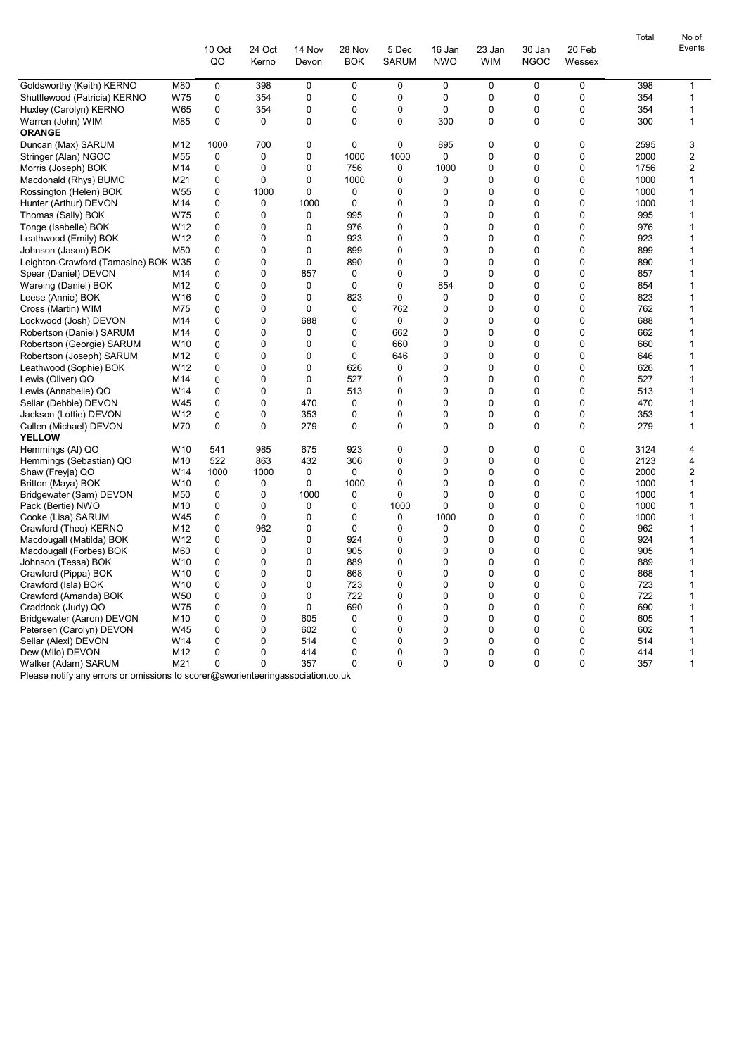| | | 10 Oct QO | 24 Oct Kerno | 14 Nov Devon | 28 Nov BOK | 5 Dec SARUM | 16 Jan NWO | 23 Jan WIM | 30 Jan NGOC | 20 Feb Wessex | Total | No of Events |
|---|---|---|---|---|---|---|---|---|---|---|---|---|
| Goldsworthy (Keith) KERNO | M80 | 0 | 398 | 0 | 0 | 0 | 0 | 0 | 0 | 0 | 398 | 1 |
| Shuttlewood (Patricia) KERNO | W75 | 0 | 354 | 0 | 0 | 0 | 0 | 0 | 0 | 0 | 354 | 1 |
| Huxley (Carolyn) KERNO | W65 | 0 | 354 | 0 | 0 | 0 | 0 | 0 | 0 | 0 | 354 | 1 |
| Warren (John) WIM | M85 | 0 | 0 | 0 | 0 | 0 | 300 | 0 | 0 | 0 | 300 | 1 |
| **ORANGE** | | | | | | | | | | | | |
| Duncan (Max) SARUM | M12 | 1000 | 700 | 0 | 0 | 0 | 895 | 0 | 0 | 0 | 2595 | 3 |
| Stringer (Alan) NGOC | M55 | 0 | 0 | 0 | 1000 | 1000 | 0 | 0 | 0 | 0 | 2000 | 2 |
| Morris (Joseph) BOK | M14 | 0 | 0 | 0 | 756 | 0 | 1000 | 0 | 0 | 0 | 1756 | 2 |
| Macdonald (Rhys) BUMC | M21 | 0 | 0 | 0 | 1000 | 0 | 0 | 0 | 0 | 0 | 1000 | 1 |
| Rossington (Helen) BOK | W55 | 0 | 1000 | 0 | 0 | 0 | 0 | 0 | 0 | 0 | 1000 | 1 |
| Hunter (Arthur) DEVON | M14 | 0 | 0 | 1000 | 0 | 0 | 0 | 0 | 0 | 0 | 1000 | 1 |
| Thomas (Sally) BOK | W75 | 0 | 0 | 0 | 995 | 0 | 0 | 0 | 0 | 0 | 995 | 1 |
| Tonge (Isabelle) BOK | W12 | 0 | 0 | 0 | 976 | 0 | 0 | 0 | 0 | 0 | 976 | 1 |
| Leathwood (Emily) BOK | W12 | 0 | 0 | 0 | 923 | 0 | 0 | 0 | 0 | 0 | 923 | 1 |
| Johnson (Jason) BOK | M50 | 0 | 0 | 0 | 899 | 0 | 0 | 0 | 0 | 0 | 899 | 1 |
| Leighton-Crawford (Tamasine) BOK | W35 | 0 | 0 | 0 | 890 | 0 | 0 | 0 | 0 | 0 | 890 | 1 |
| Spear (Daniel) DEVON | M14 | 0 | 0 | 857 | 0 | 0 | 0 | 0 | 0 | 0 | 857 | 1 |
| Wareing (Daniel) BOK | M12 | 0 | 0 | 0 | 0 | 0 | 854 | 0 | 0 | 0 | 854 | 1 |
| Leese (Annie) BOK | W16 | 0 | 0 | 0 | 823 | 0 | 0 | 0 | 0 | 0 | 823 | 1 |
| Cross (Martin) WIM | M75 | 0 | 0 | 0 | 0 | 762 | 0 | 0 | 0 | 0 | 762 | 1 |
| Lockwood (Josh) DEVON | M14 | 0 | 0 | 688 | 0 | 0 | 0 | 0 | 0 | 0 | 688 | 1 |
| Robertson (Daniel) SARUM | M14 | 0 | 0 | 0 | 0 | 662 | 0 | 0 | 0 | 0 | 662 | 1 |
| Robertson (Georgie) SARUM | W10 | 0 | 0 | 0 | 0 | 660 | 0 | 0 | 0 | 0 | 660 | 1 |
| Robertson (Joseph) SARUM | M12 | 0 | 0 | 0 | 0 | 646 | 0 | 0 | 0 | 0 | 646 | 1 |
| Leathwood (Sophie) BOK | W12 | 0 | 0 | 0 | 626 | 0 | 0 | 0 | 0 | 0 | 626 | 1 |
| Lewis (Oliver) QO | M14 | 0 | 0 | 0 | 527 | 0 | 0 | 0 | 0 | 0 | 527 | 1 |
| Lewis (Annabelle) QO | W14 | 0 | 0 | 0 | 513 | 0 | 0 | 0 | 0 | 0 | 513 | 1 |
| Sellar (Debbie) DEVON | W45 | 0 | 0 | 470 | 0 | 0 | 0 | 0 | 0 | 0 | 470 | 1 |
| Jackson (Lottie) DEVON | W12 | 0 | 0 | 353 | 0 | 0 | 0 | 0 | 0 | 0 | 353 | 1 |
| Cullen (Michael) DEVON | M70 | 0 | 0 | 279 | 0 | 0 | 0 | 0 | 0 | 0 | 279 | 1 |
| **YELLOW** | | | | | | | | | | | | |
| Hemmings (Al) QO | W10 | 541 | 985 | 675 | 923 | 0 | 0 | 0 | 0 | 0 | 3124 | 4 |
| Hemmings (Sebastian) QO | M10 | 522 | 863 | 432 | 306 | 0 | 0 | 0 | 0 | 0 | 2123 | 4 |
| Shaw (Freyja) QO | W14 | 1000 | 1000 | 0 | 0 | 0 | 0 | 0 | 0 | 0 | 2000 | 2 |
| Britton (Maya) BOK | W10 | 0 | 0 | 0 | 1000 | 0 | 0 | 0 | 0 | 0 | 1000 | 1 |
| Bridgewater (Sam) DEVON | M50 | 0 | 0 | 1000 | 0 | 0 | 0 | 0 | 0 | 0 | 1000 | 1 |
| Pack (Bertie) NWO | M10 | 0 | 0 | 0 | 0 | 1000 | 0 | 0 | 0 | 0 | 1000 | 1 |
| Cooke (Lisa) SARUM | W45 | 0 | 0 | 0 | 0 | 0 | 1000 | 0 | 0 | 0 | 1000 | 1 |
| Crawford (Theo) KERNO | M12 | 0 | 962 | 0 | 0 | 0 | 0 | 0 | 0 | 0 | 962 | 1 |
| Macdougall (Matilda) BOK | W12 | 0 | 0 | 0 | 924 | 0 | 0 | 0 | 0 | 0 | 924 | 1 |
| Macdougall (Forbes) BOK | M60 | 0 | 0 | 0 | 905 | 0 | 0 | 0 | 0 | 0 | 905 | 1 |
| Johnson (Tessa) BOK | W10 | 0 | 0 | 0 | 889 | 0 | 0 | 0 | 0 | 0 | 889 | 1 |
| Crawford (Pippa) BOK | W10 | 0 | 0 | 0 | 868 | 0 | 0 | 0 | 0 | 0 | 868 | 1 |
| Crawford (Isla) BOK | W10 | 0 | 0 | 0 | 723 | 0 | 0 | 0 | 0 | 0 | 723 | 1 |
| Crawford (Amanda) BOK | W50 | 0 | 0 | 0 | 722 | 0 | 0 | 0 | 0 | 0 | 722 | 1 |
| Craddock (Judy) QO | W75 | 0 | 0 | 0 | 690 | 0 | 0 | 0 | 0 | 0 | 690 | 1 |
| Bridgewater (Aaron) DEVON | M10 | 0 | 0 | 605 | 0 | 0 | 0 | 0 | 0 | 0 | 605 | 1 |
| Petersen (Carolyn) DEVON | W45 | 0 | 0 | 602 | 0 | 0 | 0 | 0 | 0 | 0 | 602 | 1 |
| Sellar (Alexi) DEVON | W14 | 0 | 0 | 514 | 0 | 0 | 0 | 0 | 0 | 0 | 514 | 1 |
| Dew (Milo) DEVON | M12 | 0 | 0 | 414 | 0 | 0 | 0 | 0 | 0 | 0 | 414 | 1 |
| Walker (Adam) SARUM | M21 | 0 | 0 | 357 | 0 | 0 | 0 | 0 | 0 | 0 | 357 | 1 |

Please notify any errors or omissions to scorer@sworienteeringassociation.co.uk